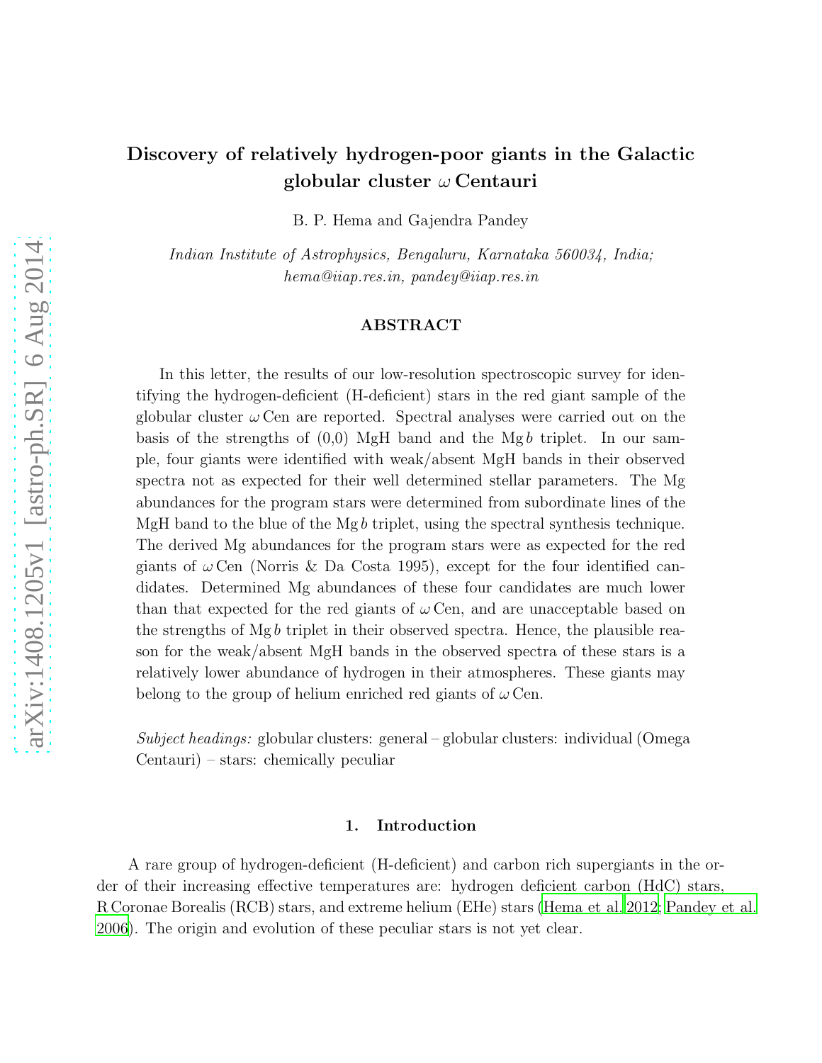# Discovery of relatively hydrogen-poor giants in the Galactic globular cluster $\omega$ Centauri

B. P. Hema and Gajendra Pandey

*Indian Institute of Astrophysics, Bengaluru, Karnataka 560034, India; hema@iiap.res.in, pandey@iiap.res.in*

## ABSTRACT

In this letter, the results of our low-resolution spectroscopic survey for identifying the hydrogen-deficient (H-deficient) stars in the red giant sample of the globular cluster $\omega$ Cen are reported. Spectral analyses were carried out on the basis of the strengths of (0,0) MgH band and the Mg $b$ triplet. In our sample, four giants were identified with weak/absent MgH bands in their observed spectra not as expected for their well determined stellar parameters. The Mg abundances for the program stars were determined from subordinate lines of the MgH band to the blue of the Mg $b$ triplet, using the spectral synthesis technique. The derived Mg abundances for the program stars were as expected for the red giants of $\omega$ Cen (Norris & Da Costa 1995), except for the four identified candidates. Determined Mg abundances of these four candidates are much lower than that expected for the red giants of $\omega$ Cen, and are unacceptable based on the strengths of Mg $b$ triplet in their observed spectra. Hence, the plausible reason for the weak/absent MgH bands in the observed spectra of these stars is a relatively lower abundance of hydrogen in their atmospheres. These giants may belong to the group of helium enriched red giants of $\omega$ Cen.

*Subject headings:* globular clusters: general – globular clusters: individual (Omega Centauri) – stars: chemically peculiar

## 1. Introduction

A rare group of hydrogen-deficient (H-deficient) and carbon rich supergiants in the order of their increasing effective temperatures are: hydrogen deficient carbon (HdC) stars, R Coronae Borealis (RCB) stars, and extreme helium (EHe) stars (Hema et al. 2012; Pandey et al. 2006). The origin and evolution of these peculiar stars is not yet clear.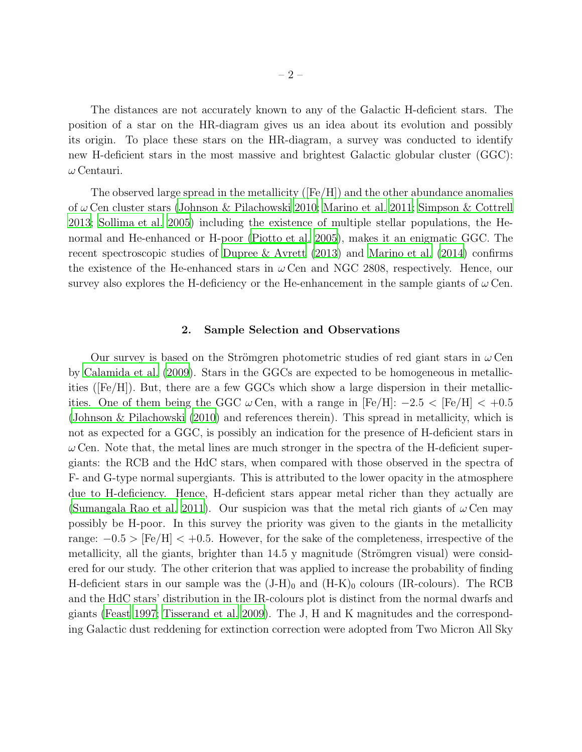The distances are not accurately known to any of the Galactic H-deficient stars. The position of a star on the HR-diagram gives us an idea about its evolution and possibly its origin. To place these stars on the HR-diagram, a survey was conducted to identify new H-deficient stars in the most massive and brightest Galactic globular cluster (GGC): $\omega$ Centauri.

The observed large spread in the metallicity ([Fe/H]) and the other abundance anomalies of $\omega$ Cen cluster stars (Johnson & Pilachowski 2010; Marino et al. 2011; Simpson & Cottrell 2013; Sollima et al. 2005) including the existence of multiple stellar populations, the He-normal and He-enhanced or H-poor (Piotto et al. 2005), makes it an enigmatic GGC. The recent spectroscopic studies of Dupree & Avrett (2013) and Marino et al. (2014) confirms the existence of the He-enhanced stars in $\omega$ Cen and NGC 2808, respectively. Hence, our survey also explores the H-deficiency or the He-enhancement in the sample giants of $\omega$ Cen.

## 2. Sample Selection and Observations

Our survey is based on the Strömgren photometric studies of red giant stars in $\omega$ Cen by Calamida et al. (2009). Stars in the GGCs are expected to be homogeneous in metallicities ([Fe/H]). But, there are a few GGCs which show a large dispersion in their metallicities. One of them being the GGC $\omega$ Cen, with a range in [Fe/H]: $-2.5 <$ [Fe/H] $< +0.5$ (Johnson & Pilachowski (2010) and references therein). This spread in metallicity, which is not as expected for a GGC, is possibly an indication for the presence of H-deficient stars in $\omega$ Cen. Note that, the metal lines are much stronger in the spectra of the H-deficient supergiants: the RCB and the HdC stars, when compared with those observed in the spectra of F- and G-type normal supergiants. This is attributed to the lower opacity in the atmosphere due to H-deficiency. Hence, H-deficient stars appear metal richer than they actually are (Sumangala Rao et al. 2011). Our suspicion was that the metal rich giants of $\omega$ Cen may possibly be H-poor. In this survey the priority was given to the giants in the metallicity range: $-0.5 >$ [Fe/H] $< +0.5$. However, for the sake of the completeness, irrespective of the metallicity, all the giants, brighter than 14.5 y magnitude (Strömgren visual) were considered for our study. The other criterion that was applied to increase the probability of finding H-deficient stars in our sample was the $(J\text{-}H)_0$ and $(H\text{-}K)_0$ colours (IR-colours). The RCB and the HdC stars' distribution in the IR-colours plot is distinct from the normal dwarfs and giants (Feast 1997; Tisserand et al. 2009). The J, H and K magnitudes and the corresponding Galactic dust reddening for extinction correction were adopted from Two Micron All Sky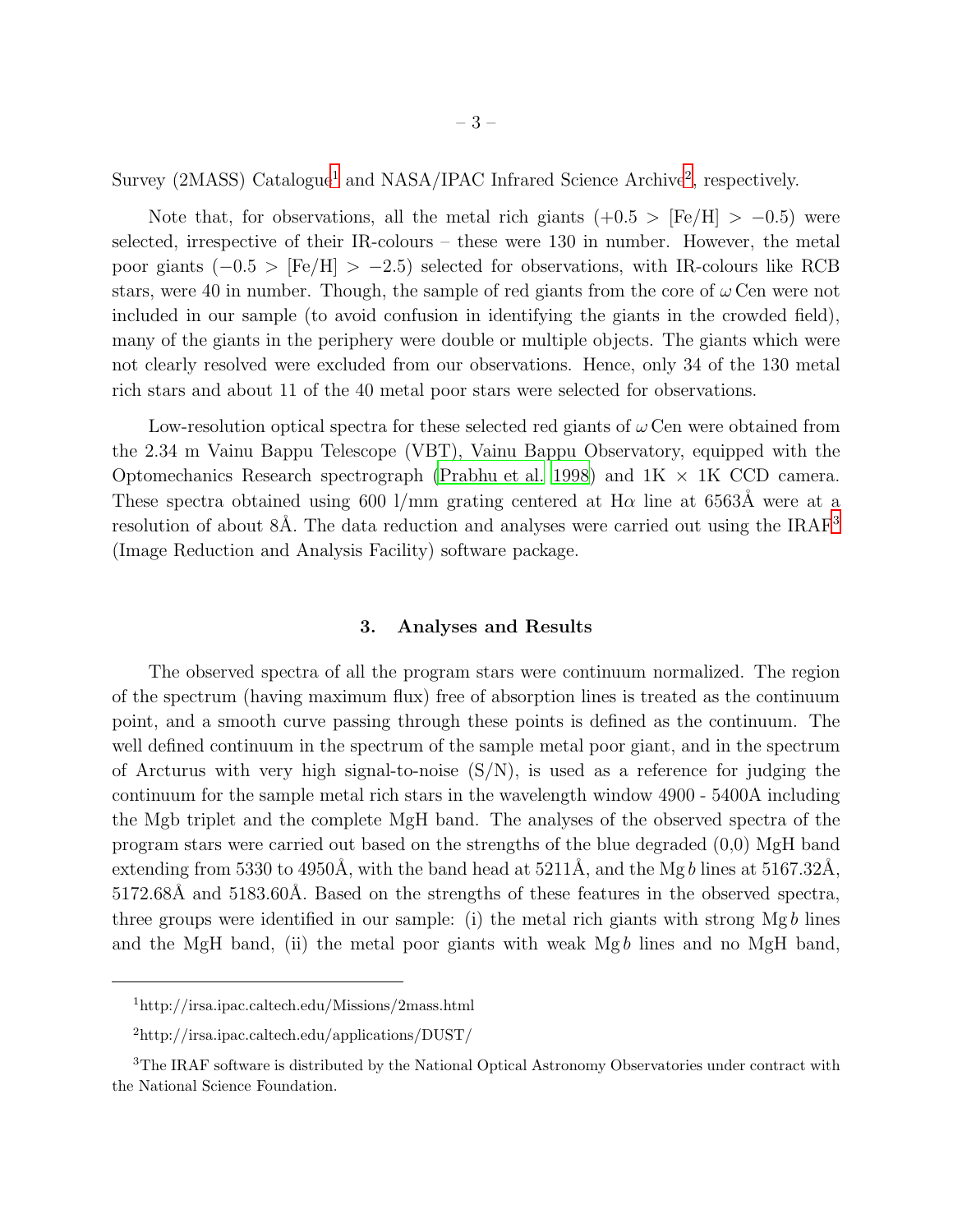Survey (2MASS) Catalogue[1] and NASA/IPAC Infrared Science Archive[2], respectively.

Note that, for observations, all the metal rich giants ($+0.5 > [\mathrm{Fe/H}] > -0.5$) were selected, irrespective of their IR-colours – these were 130 in number. However, the metal poor giants ($-0.5 > [\mathrm{Fe/H}] > -2.5$) selected for observations, with IR-colours like RCB stars, were 40 in number. Though, the sample of red giants from the core of $\omega$ Cen were not included in our sample (to avoid confusion in identifying the giants in the crowded field), many of the giants in the periphery were double or multiple objects. The giants which were not clearly resolved were excluded from our observations. Hence, only 34 of the 130 metal rich stars and about 11 of the 40 metal poor stars were selected for observations.

Low-resolution optical spectra for these selected red giants of $\omega$ Cen were obtained from the 2.34 m Vainu Bappu Telescope (VBT), Vainu Bappu Observatory, equipped with the Optomechanics Research spectrograph (Prabhu et al. 1998) and 1K $\times$ 1K CCD camera. These spectra obtained using 600 l/mm grating centered at H$\alpha$ line at 6563Å were at a resolution of about 8Å. The data reduction and analyses were carried out using the IRAF[3] (Image Reduction and Analysis Facility) software package.

## 3. Analyses and Results

The observed spectra of all the program stars were continuum normalized. The region of the spectrum (having maximum flux) free of absorption lines is treated as the continuum point, and a smooth curve passing through these points is defined as the continuum. The well defined continuum in the spectrum of the sample metal poor giant, and in the spectrum of Arcturus with very high signal-to-noise (S/N), is used as a reference for judging the continuum for the sample metal rich stars in the wavelength window 4900 - 5400A including the Mgb triplet and the complete MgH band. The analyses of the observed spectra of the program stars were carried out based on the strengths of the blue degraded (0,0) MgH band extending from 5330 to 4950Å, with the band head at 5211Å, and the Mg *b* lines at 5167.32Å, 5172.68Å and 5183.60Å. Based on the strengths of these features in the observed spectra, three groups were identified in our sample: (i) the metal rich giants with strong Mg *b* lines and the MgH band, (ii) the metal poor giants with weak Mg *b* lines and no MgH band,

---

[1] http://irsa.ipac.caltech.edu/Missions/2mass.html

[2] http://irsa.ipac.caltech.edu/applications/DUST/

[3] The IRAF software is distributed by the National Optical Astronomy Observatories under contract with the National Science Foundation.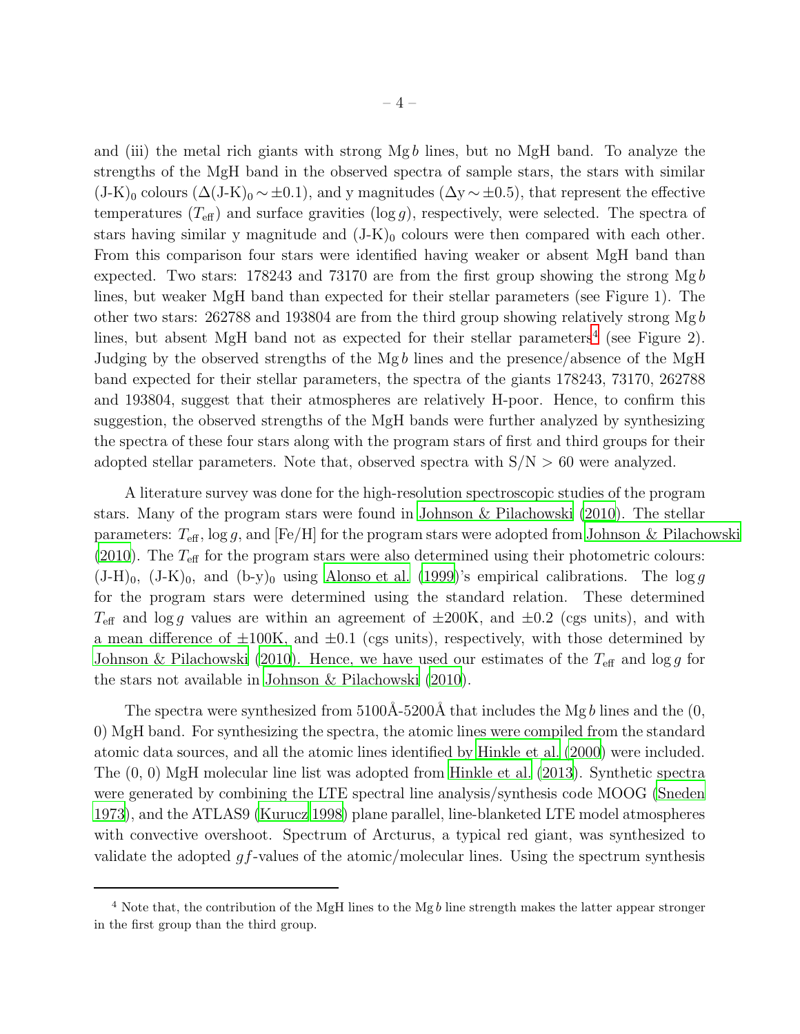and (iii) the metal rich giants with strong Mg $b$ lines, but no MgH band. To analyze the strengths of the MgH band in the observed spectra of sample stars, the stars with similar $(J-K)_0$ colours ($\Delta(J-K)_0 \sim \pm 0.1$), and y magnitudes ($\Delta y \sim \pm 0.5$), that represent the effective temperatures ($T_{\rm eff}$) and surface gravities ($\log g$), respectively, were selected. The spectra of stars having similar y magnitude and $(J-K)_0$ colours were then compared with each other. From this comparison four stars were identified having weaker or absent MgH band than expected. Two stars: 178243 and 73170 are from the first group showing the strong Mg $b$ lines, but weaker MgH band than expected for their stellar parameters (see Figure 1). The other two stars: 262788 and 193804 are from the third group showing relatively strong Mg $b$ lines, but absent MgH band not as expected for their stellar parameters[4] (see Figure 2). Judging by the observed strengths of the Mg $b$ lines and the presence/absence of the MgH band expected for their stellar parameters, the spectra of the giants 178243, 73170, 262788 and 193804, suggest that their atmospheres are relatively H-poor. Hence, to confirm this suggestion, the observed strengths of the MgH bands were further analyzed by synthesizing the spectra of these four stars along with the program stars of first and third groups for their adopted stellar parameters. Note that, observed spectra with S/N > 60 were analyzed.

A literature survey was done for the high-resolution spectroscopic studies of the program stars. Many of the program stars were found in Johnson & Pilachowski (2010). The stellar parameters: $T_{\rm eff}$, $\log g$, and [Fe/H] for the program stars were adopted from Johnson & Pilachowski (2010). The $T_{\rm eff}$ for the program stars were also determined using their photometric colours: $(J-H)_0$, $(J-K)_0$, and $(b-y)_0$ using Alonso et al. (1999)'s empirical calibrations. The $\log g$ for the program stars were determined using the standard relation. These determined $T_{\rm eff}$ and $\log g$ values are within an agreement of $\pm$200K, and $\pm$0.2 (cgs units), and with a mean difference of $\pm$100K, and $\pm$0.1 (cgs units), respectively, with those determined by Johnson & Pilachowski (2010). Hence, we have used our estimates of the $T_{\rm eff}$ and $\log g$ for the stars not available in Johnson & Pilachowski (2010).

The spectra were synthesized from 5100Å-5200Å that includes the Mg $b$ lines and the (0, 0) MgH band. For synthesizing the spectra, the atomic lines were compiled from the standard atomic data sources, and all the atomic lines identified by Hinkle et al. (2000) were included. The (0, 0) MgH molecular line list was adopted from Hinkle et al. (2013). Synthetic spectra were generated by combining the LTE spectral line analysis/synthesis code MOOG (Sneden 1973), and the ATLAS9 (Kurucz 1998) plane parallel, line-blanketed LTE model atmospheres with convective overshoot. Spectrum of Arcturus, a typical red giant, was synthesized to validate the adopted $gf$-values of the atomic/molecular lines. Using the spectrum synthesis

---

[4] Note that, the contribution of the MgH lines to the Mg $b$ line strength makes the latter appear stronger in the first group than the third group.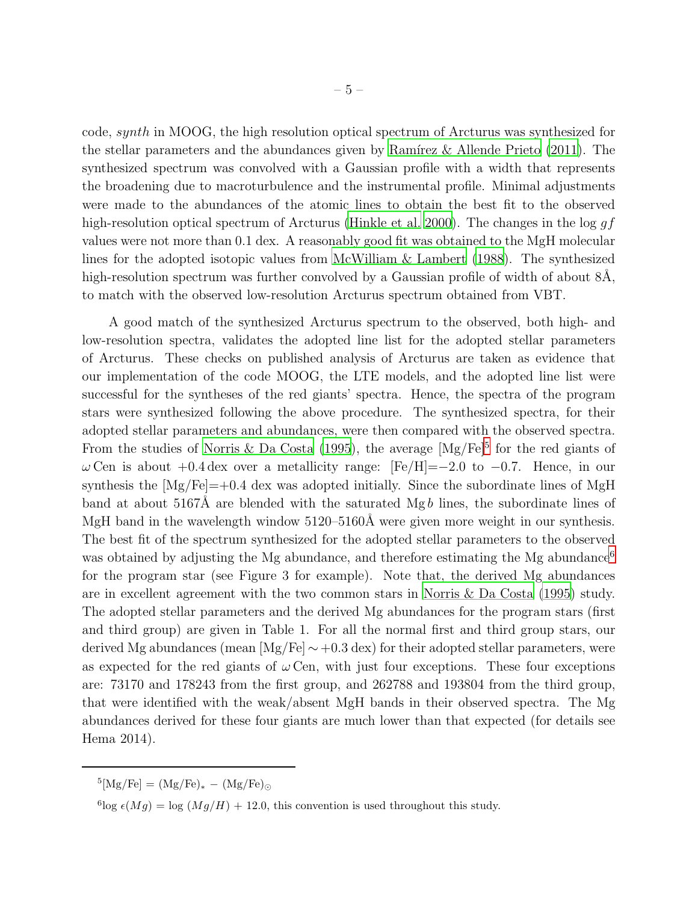code, *synth* in MOOG, the high resolution optical spectrum of Arcturus was synthesized for the stellar parameters and the abundances given by Ramírez & Allende Prieto (2011). The synthesized spectrum was convolved with a Gaussian profile with a width that represents the broadening due to macroturbulence and the instrumental profile. Minimal adjustments were made to the abundances of the atomic lines to obtain the best fit to the observed high-resolution optical spectrum of Arcturus (Hinkle et al. 2000). The changes in the log $gf$ values were not more than 0.1 dex. A reasonably good fit was obtained to the MgH molecular lines for the adopted isotopic values from McWilliam & Lambert (1988). The synthesized high-resolution spectrum was further convolved by a Gaussian profile of width of about 8Å, to match with the observed low-resolution Arcturus spectrum obtained from VBT.

A good match of the synthesized Arcturus spectrum to the observed, both high- and low-resolution spectra, validates the adopted line list for the adopted stellar parameters of Arcturus. These checks on published analysis of Arcturus are taken as evidence that our implementation of the code MOOG, the LTE models, and the adopted line list were successful for the syntheses of the red giants' spectra. Hence, the spectra of the program stars were synthesized following the above procedure. The synthesized spectra, for their adopted stellar parameters and abundances, were then compared with the observed spectra. From the studies of Norris & Da Costa (1995), the average [Mg/Fe][5] for the red giants of $\omega$ Cen is about +0.4 dex over a metallicity range: [Fe/H]=−2.0 to −0.7. Hence, in our synthesis the [Mg/Fe]=+0.4 dex was adopted initially. Since the subordinate lines of MgH band at about 5167Å are blended with the saturated Mg *b* lines, the subordinate lines of MgH band in the wavelength window 5120–5160Å were given more weight in our synthesis. The best fit of the spectrum synthesized for the adopted stellar parameters to the observed was obtained by adjusting the Mg abundance, and therefore estimating the Mg abundance[6] for the program star (see Figure 3 for example). Note that, the derived Mg abundances are in excellent agreement with the two common stars in Norris & Da Costa (1995) study. The adopted stellar parameters and the derived Mg abundances for the program stars (first and third group) are given in Table 1. For all the normal first and third group stars, our derived Mg abundances (mean [Mg/Fe] $\sim$ +0.3 dex) for their adopted stellar parameters, were as expected for the red giants of $\omega$ Cen, with just four exceptions. These four exceptions are: 73170 and 178243 from the first group, and 262788 and 193804 from the third group, that were identified with the weak/absent MgH bands in their observed spectra. The Mg abundances derived for these four giants are much lower than that expected (for details see Hema 2014).

---

[5] [Mg/Fe] = $(\mathrm{Mg/Fe})_{*} - (\mathrm{Mg/Fe})_{\odot}$

[6] $\log\,\epsilon(Mg) = \log\,(Mg/H) + 12.0$, this convention is used throughout this study.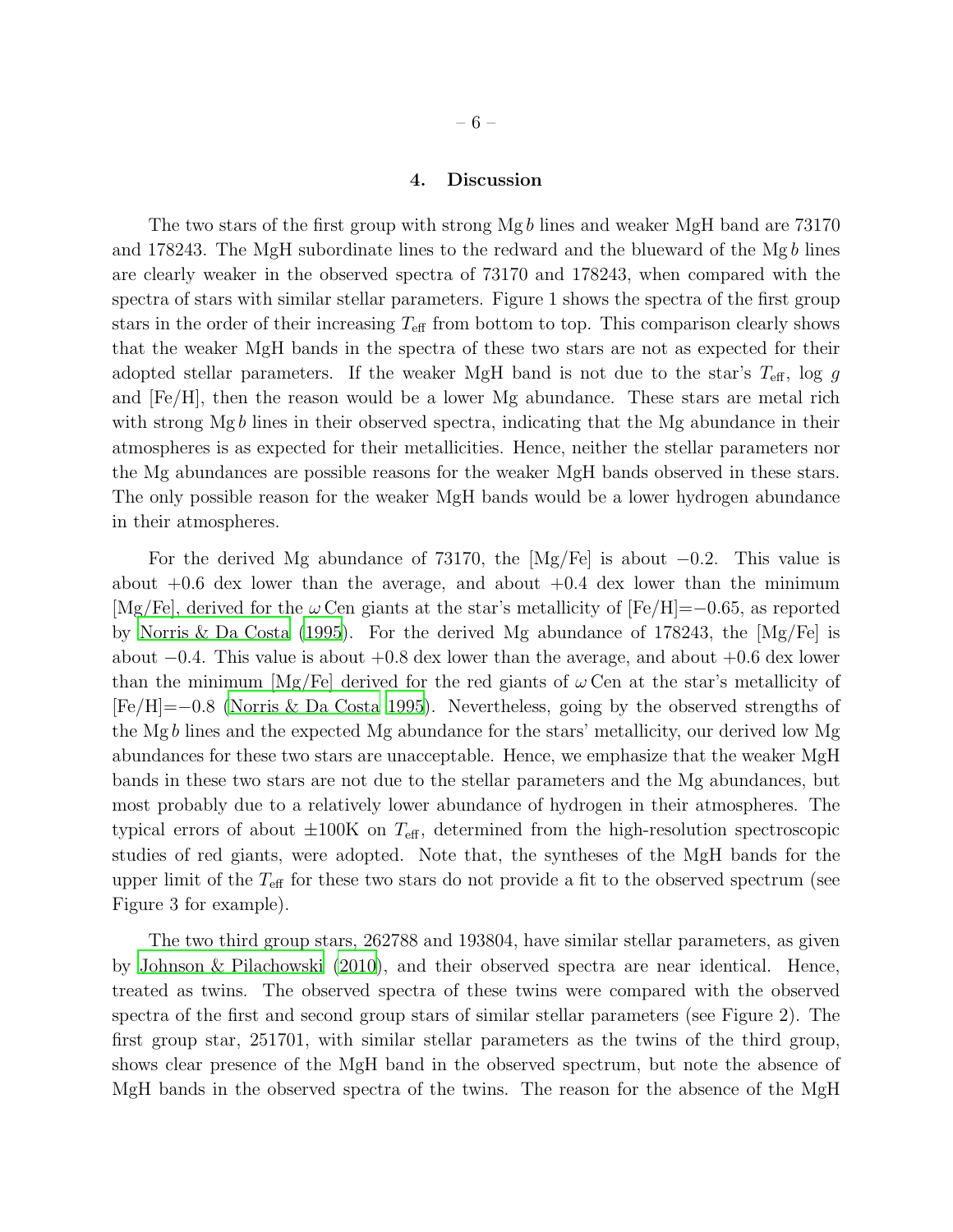## 4. Discussion

The two stars of the first group with strong Mg *b* lines and weaker MgH band are 73170 and 178243. The MgH subordinate lines to the redward and the blueward of the Mg *b* lines are clearly weaker in the observed spectra of 73170 and 178243, when compared with the spectra of stars with similar stellar parameters. Figure 1 shows the spectra of the first group stars in the order of their increasing $T_{\rm eff}$ from bottom to top. This comparison clearly shows that the weaker MgH bands in the spectra of these two stars are not as expected for their adopted stellar parameters. If the weaker MgH band is not due to the star's $T_{\rm eff}$, log $g$ and [Fe/H], then the reason would be a lower Mg abundance. These stars are metal rich with strong Mg *b* lines in their observed spectra, indicating that the Mg abundance in their atmospheres is as expected for their metallicities. Hence, neither the stellar parameters nor the Mg abundances are possible reasons for the weaker MgH bands observed in these stars. The only possible reason for the weaker MgH bands would be a lower hydrogen abundance in their atmospheres.

For the derived Mg abundance of 73170, the [Mg/Fe] is about $-0.2$. This value is about $+0.6$ dex lower than the average, and about $+0.4$ dex lower than the minimum [Mg/Fe], derived for the $\omega$ Cen giants at the star's metallicity of [Fe/H]=$-0.65$, as reported by Norris & Da Costa (1995). For the derived Mg abundance of 178243, the [Mg/Fe] is about $-0.4$. This value is about $+0.8$ dex lower than the average, and about $+0.6$ dex lower than the minimum [Mg/Fe] derived for the red giants of $\omega$ Cen at the star's metallicity of [Fe/H]=$-0.8$ (Norris & Da Costa 1995). Nevertheless, going by the observed strengths of the Mg *b* lines and the expected Mg abundance for the stars' metallicity, our derived low Mg abundances for these two stars are unacceptable. Hence, we emphasize that the weaker MgH bands in these two stars are not due to the stellar parameters and the Mg abundances, but most probably due to a relatively lower abundance of hydrogen in their atmospheres. The typical errors of about $\pm$100K on $T_{\rm eff}$, determined from the high-resolution spectroscopic studies of red giants, were adopted. Note that, the syntheses of the MgH bands for the upper limit of the $T_{\rm eff}$ for these two stars do not provide a fit to the observed spectrum (see Figure 3 for example).

The two third group stars, 262788 and 193804, have similar stellar parameters, as given by Johnson & Pilachowski (2010), and their observed spectra are near identical. Hence, treated as twins. The observed spectra of these twins were compared with the observed spectra of the first and second group stars of similar stellar parameters (see Figure 2). The first group star, 251701, with similar stellar parameters as the twins of the third group, shows clear presence of the MgH band in the observed spectrum, but note the absence of MgH bands in the observed spectra of the twins. The reason for the absence of the MgH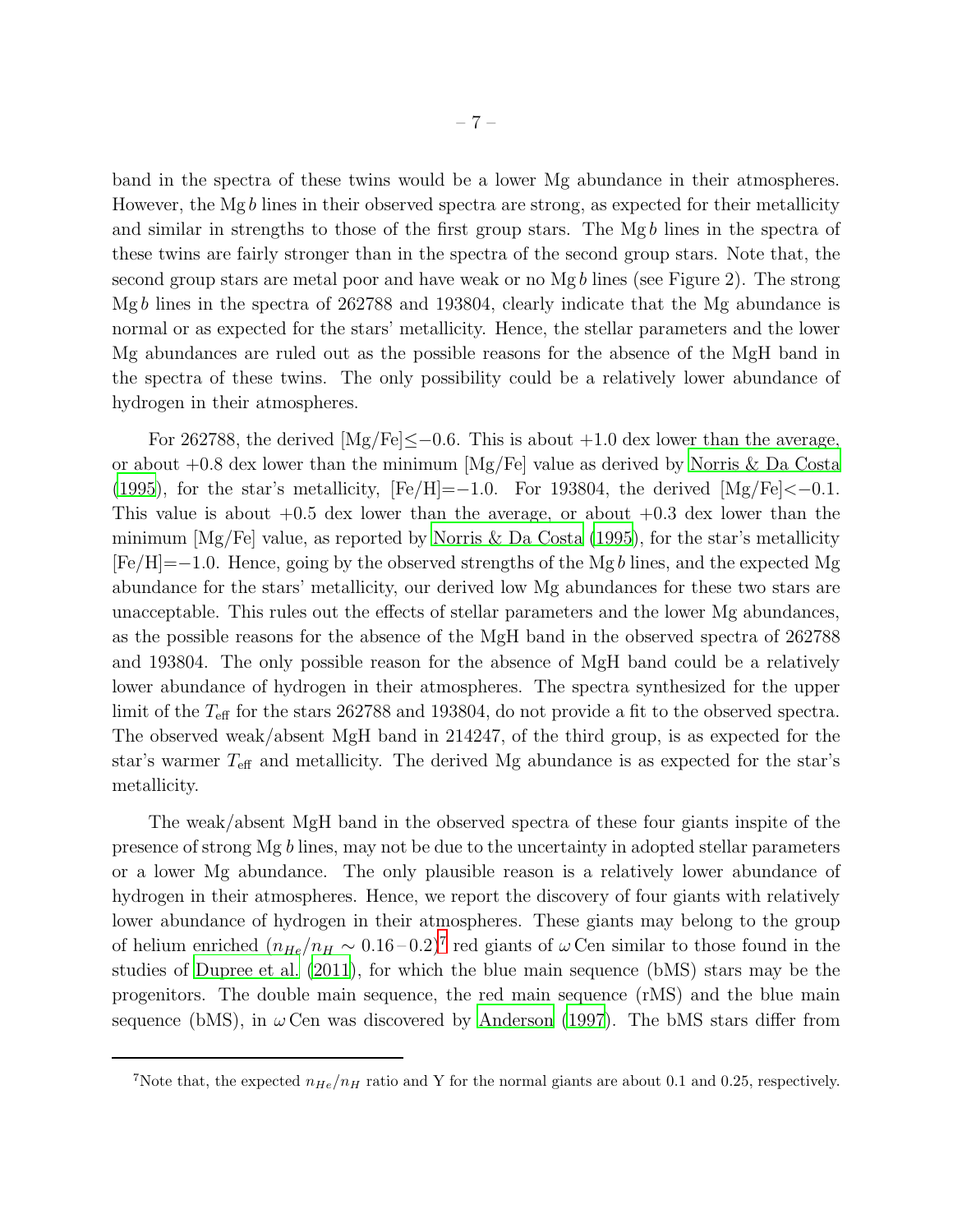band in the spectra of these twins would be a lower Mg abundance in their atmospheres. However, the Mg *b* lines in their observed spectra are strong, as expected for their metallicity and similar in strengths to those of the first group stars. The Mg *b* lines in the spectra of these twins are fairly stronger than in the spectra of the second group stars. Note that, the second group stars are metal poor and have weak or no Mg *b* lines (see Figure 2). The strong Mg *b* lines in the spectra of 262788 and 193804, clearly indicate that the Mg abundance is normal or as expected for the stars' metallicity. Hence, the stellar parameters and the lower Mg abundances are ruled out as the possible reasons for the absence of the MgH band in the spectra of these twins. The only possibility could be a relatively lower abundance of hydrogen in their atmospheres.

For 262788, the derived [Mg/Fe]$\leq -0.6$. This is about $+1.0$ dex lower than the average, or about $+0.8$ dex lower than the minimum [Mg/Fe] value as derived by Norris & Da Costa (1995), for the star's metallicity, [Fe/H]$=-1.0$. For 193804, the derived [Mg/Fe]$<-0.1$. This value is about $+0.5$ dex lower than the average, or about $+0.3$ dex lower than the minimum [Mg/Fe] value, as reported by Norris & Da Costa (1995), for the star's metallicity [Fe/H]$=-1.0$. Hence, going by the observed strengths of the Mg *b* lines, and the expected Mg abundance for the stars' metallicity, our derived low Mg abundances for these two stars are unacceptable. This rules out the effects of stellar parameters and the lower Mg abundances, as the possible reasons for the absence of the MgH band in the observed spectra of 262788 and 193804. The only possible reason for the absence of MgH band could be a relatively lower abundance of hydrogen in their atmospheres. The spectra synthesized for the upper limit of the $T_{\rm eff}$ for the stars 262788 and 193804, do not provide a fit to the observed spectra. The observed weak/absent MgH band in 214247, of the third group, is as expected for the star's warmer $T_{\rm eff}$ and metallicity. The derived Mg abundance is as expected for the star's metallicity.

The weak/absent MgH band in the observed spectra of these four giants inspite of the presence of strong Mg *b* lines, may not be due to the uncertainty in adopted stellar parameters or a lower Mg abundance. The only plausible reason is a relatively lower abundance of hydrogen in their atmospheres. Hence, we report the discovery of four giants with relatively lower abundance of hydrogen in their atmospheres. These giants may belong to the group of helium enriched ($n_{He}/n_{H} \sim 0.16-0.2$)[7] red giants of $\omega$ Cen similar to those found in the studies of Dupree et al. (2011), for which the blue main sequence (bMS) stars may be the progenitors. The double main sequence, the red main sequence (rMS) and the blue main sequence (bMS), in $\omega$ Cen was discovered by Anderson (1997). The bMS stars differ from

[7]Note that, the expected $n_{He}/n_{H}$ ratio and Y for the normal giants are about 0.1 and 0.25, respectively.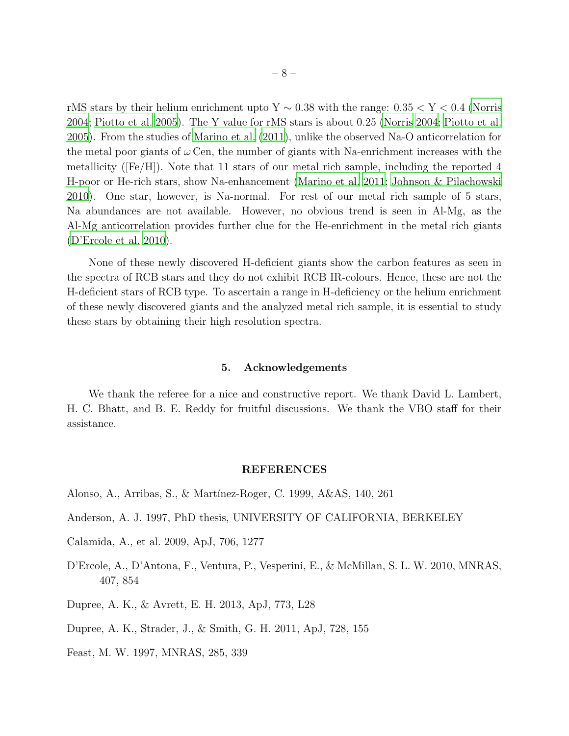rMS stars by their helium enrichment upto Y $\sim$ 0.38 with the range: 0.35 $<$ Y $<$ 0.4 (Norris 2004; Piotto et al. 2005). The Y value for rMS stars is about 0.25 (Norris 2004; Piotto et al. 2005). From the studies of Marino et al. (2011), unlike the observed Na-O anticorrelation for the metal poor giants of $\omega$ Cen, the number of giants with Na-enrichment increases with the metallicity ([Fe/H]). Note that 11 stars of our metal rich sample, including the reported 4 H-poor or He-rich stars, show Na-enhancement (Marino et al. 2011; Johnson & Pilachowski 2010). One star, however, is Na-normal. For rest of our metal rich sample of 5 stars, Na abundances are not available. However, no obvious trend is seen in Al-Mg, as the Al-Mg anticorrelation provides further clue for the He-enrichment in the metal rich giants (D'Ercole et al. 2010).

None of these newly discovered H-deficient giants show the carbon features as seen in the spectra of RCB stars and they do not exhibit RCB IR-colours. Hence, these are not the H-deficient stars of RCB type. To ascertain a range in H-deficiency or the helium enrichment of these newly discovered giants and the analyzed metal rich sample, it is essential to study these stars by obtaining their high resolution spectra.

## 5. Acknowledgements

We thank the referee for a nice and constructive report. We thank David L. Lambert, H. C. Bhatt, and B. E. Reddy for fruitful discussions. We thank the VBO staff for their assistance.

## REFERENCES

Alonso, A., Arribas, S., & Martínez-Roger, C. 1999, A&AS, 140, 261

Anderson, A. J. 1997, PhD thesis, UNIVERSITY OF CALIFORNIA, BERKELEY

Calamida, A., et al. 2009, ApJ, 706, 1277

D'Ercole, A., D'Antona, F., Ventura, P., Vesperini, E., & McMillan, S. L. W. 2010, MNRAS, 407, 854

Dupree, A. K., & Avrett, E. H. 2013, ApJ, 773, L28

Dupree, A. K., Strader, J., & Smith, G. H. 2011, ApJ, 728, 155

Feast, M. W. 1997, MNRAS, 285, 339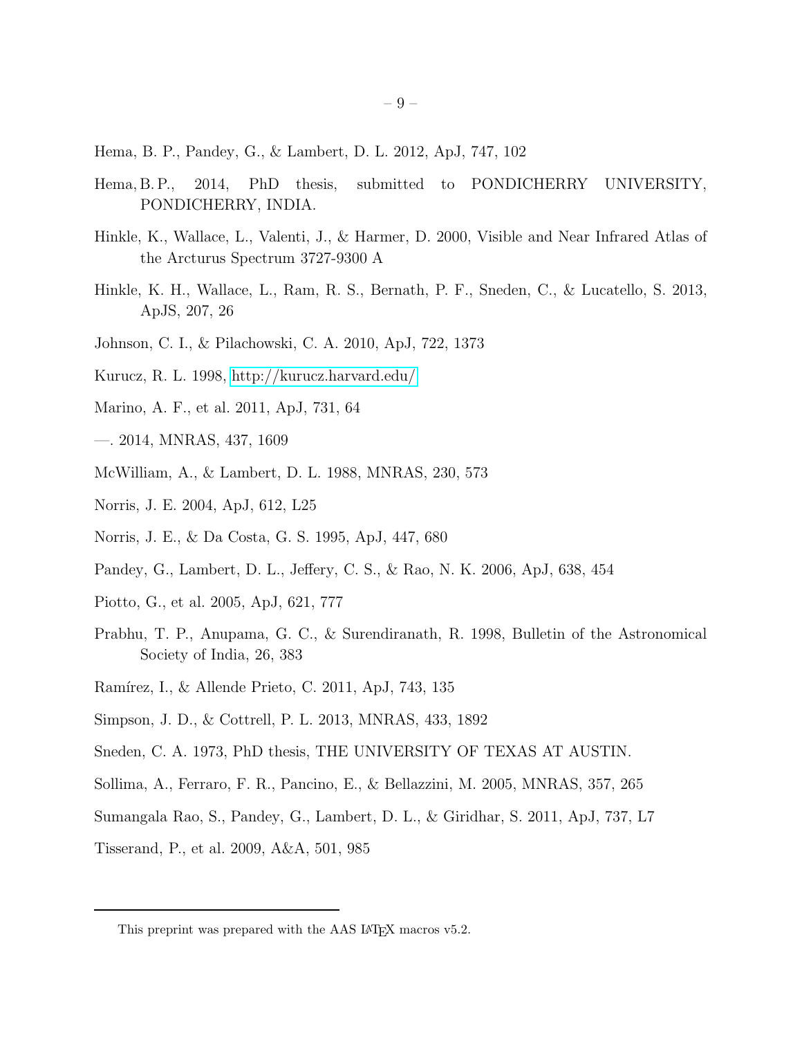Hema, B. P., Pandey, G., & Lambert, D. L. 2012, ApJ, 747, 102

Hema, B. P., 2014, PhD thesis, submitted to PONDICHERRY UNIVERSITY, PONDICHERRY, INDIA.

Hinkle, K., Wallace, L., Valenti, J., & Harmer, D. 2000, Visible and Near Infrared Atlas of the Arcturus Spectrum 3727-9300 A

Hinkle, K. H., Wallace, L., Ram, R. S., Bernath, P. F., Sneden, C., & Lucatello, S. 2013, ApJS, 207, 26

Johnson, C. I., & Pilachowski, C. A. 2010, ApJ, 722, 1373

Kurucz, R. L. 1998, http://kurucz.harvard.edu/

Marino, A. F., et al. 2011, ApJ, 731, 64

—. 2014, MNRAS, 437, 1609

McWilliam, A., & Lambert, D. L. 1988, MNRAS, 230, 573

Norris, J. E. 2004, ApJ, 612, L25

Norris, J. E., & Da Costa, G. S. 1995, ApJ, 447, 680

Pandey, G., Lambert, D. L., Jeffery, C. S., & Rao, N. K. 2006, ApJ, 638, 454

Piotto, G., et al. 2005, ApJ, 621, 777

Prabhu, T. P., Anupama, G. C., & Surendiranath, R. 1998, Bulletin of the Astronomical Society of India, 26, 383

Ramírez, I., & Allende Prieto, C. 2011, ApJ, 743, 135

Simpson, J. D., & Cottrell, P. L. 2013, MNRAS, 433, 1892

Sneden, C. A. 1973, PhD thesis, THE UNIVERSITY OF TEXAS AT AUSTIN.

Sollima, A., Ferraro, F. R., Pancino, E., & Bellazzini, M. 2005, MNRAS, 357, 265

Sumangala Rao, S., Pandey, G., Lambert, D. L., & Giridhar, S. 2011, ApJ, 737, L7

Tisserand, P., et al. 2009, A&A, 501, 985

This preprint was prepared with the AAS LaTeX macros v5.2.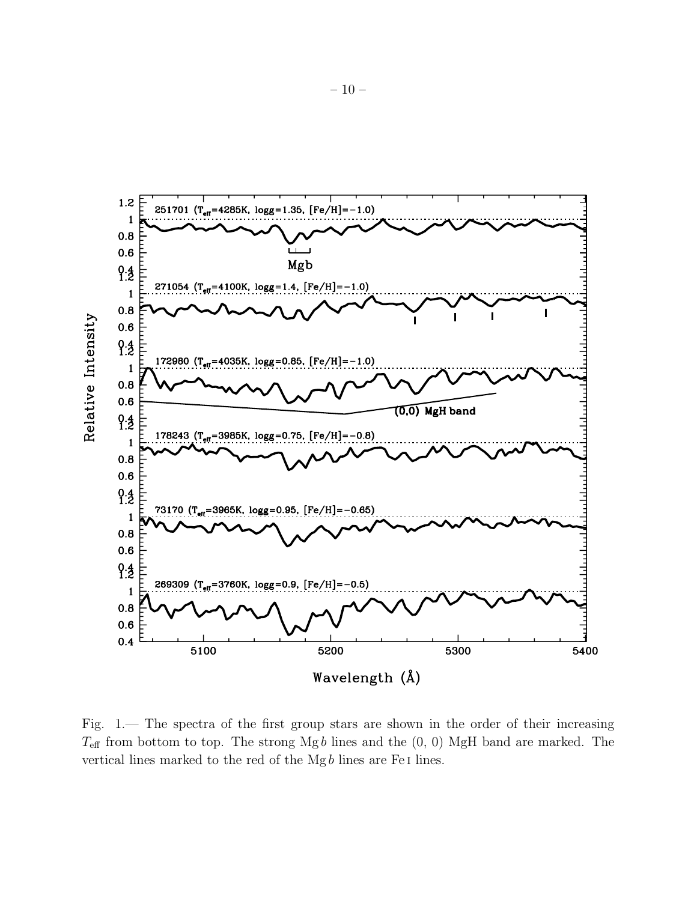Fig. 1.— The spectra of the first group stars are shown in the order of their increasing $T_{\rm eff}$ from bottom to top. The strong Mg *b* lines and the (0, 0) MgH band are marked. The vertical lines marked to the red of the Mg *b* lines are Fe I lines.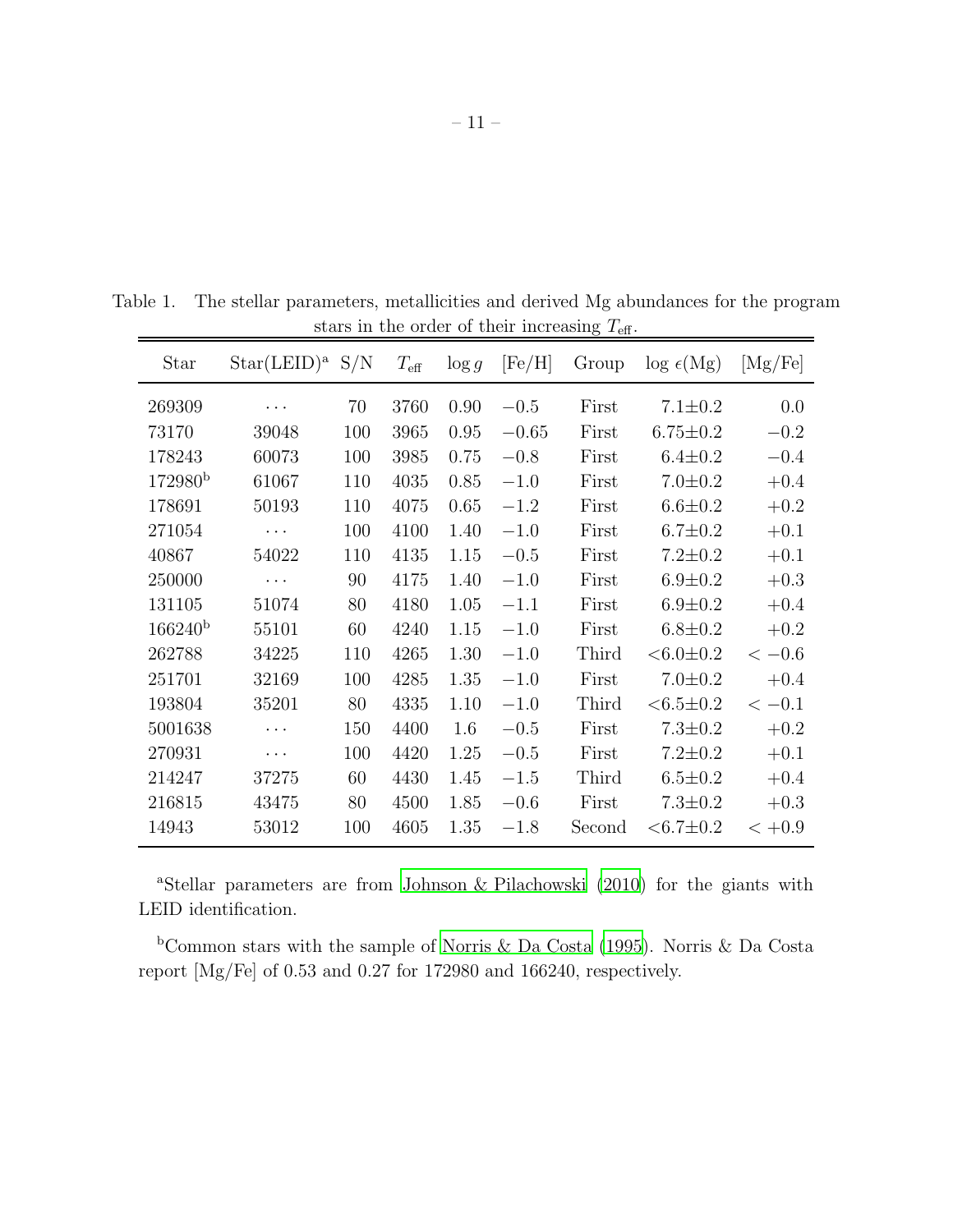Table 1. The stellar parameters, metallicities and derived Mg abundances for the program stars in the order of their increasing $T_{\rm eff}$.

| Star | Star(LEID)[a] | S/N | $T_{\rm eff}$ | $\log g$ | [Fe/H] | Group | $\log \epsilon$(Mg) | [Mg/Fe] |
|---|---|---|---|---|---|---|---|---|
| 269309 | ··· | 70 | 3760 | 0.90 | −0.5 | First | 7.1±0.2 | 0.0 |
| 73170 | 39048 | 100 | 3965 | 0.95 | −0.65 | First | 6.75±0.2 | −0.2 |
| 178243 | 60073 | 100 | 3985 | 0.75 | −0.8 | First | 6.4±0.2 | −0.4 |
| 172980[b] | 61067 | 110 | 4035 | 0.85 | −1.0 | First | 7.0±0.2 | +0.4 |
| 178691 | 50193 | 110 | 4075 | 0.65 | −1.2 | First | 6.6±0.2 | +0.2 |
| 271054 | ··· | 100 | 4100 | 1.40 | −1.0 | First | 6.7±0.2 | +0.1 |
| 40867 | 54022 | 110 | 4135 | 1.15 | −0.5 | First | 7.2±0.2 | +0.1 |
| 250000 | ··· | 90 | 4175 | 1.40 | −1.0 | First | 6.9±0.2 | +0.3 |
| 131105 | 51074 | 80 | 4180 | 1.05 | −1.1 | First | 6.9±0.2 | +0.4 |
| 166240[b] | 55101 | 60 | 4240 | 1.15 | −1.0 | First | 6.8±0.2 | +0.2 |
| 262788 | 34225 | 110 | 4265 | 1.30 | −1.0 | Third | <6.0±0.2 | < −0.6 |
| 251701 | 32169 | 100 | 4285 | 1.35 | −1.0 | First | 7.0±0.2 | +0.4 |
| 193804 | 35201 | 80 | 4335 | 1.10 | −1.0 | Third | <6.5±0.2 | < −0.1 |
| 5001638 | ··· | 150 | 4400 | 1.6 | −0.5 | First | 7.3±0.2 | +0.2 |
| 270931 | ··· | 100 | 4420 | 1.25 | −0.5 | First | 7.2±0.2 | +0.1 |
| 214247 | 37275 | 60 | 4430 | 1.45 | −1.5 | Third | 6.5±0.2 | +0.4 |
| 216815 | 43475 | 80 | 4500 | 1.85 | −0.6 | First | 7.3±0.2 | +0.3 |
| 14943 | 53012 | 100 | 4605 | 1.35 | −1.8 | Second | <6.7±0.2 | < +0.9 |

[a]Stellar parameters are from Johnson & Pilachowski (2010) for the giants with LEID identification.

[b]Common stars with the sample of Norris & Da Costa (1995). Norris & Da Costa report [Mg/Fe] of 0.53 and 0.27 for 172980 and 166240, respectively.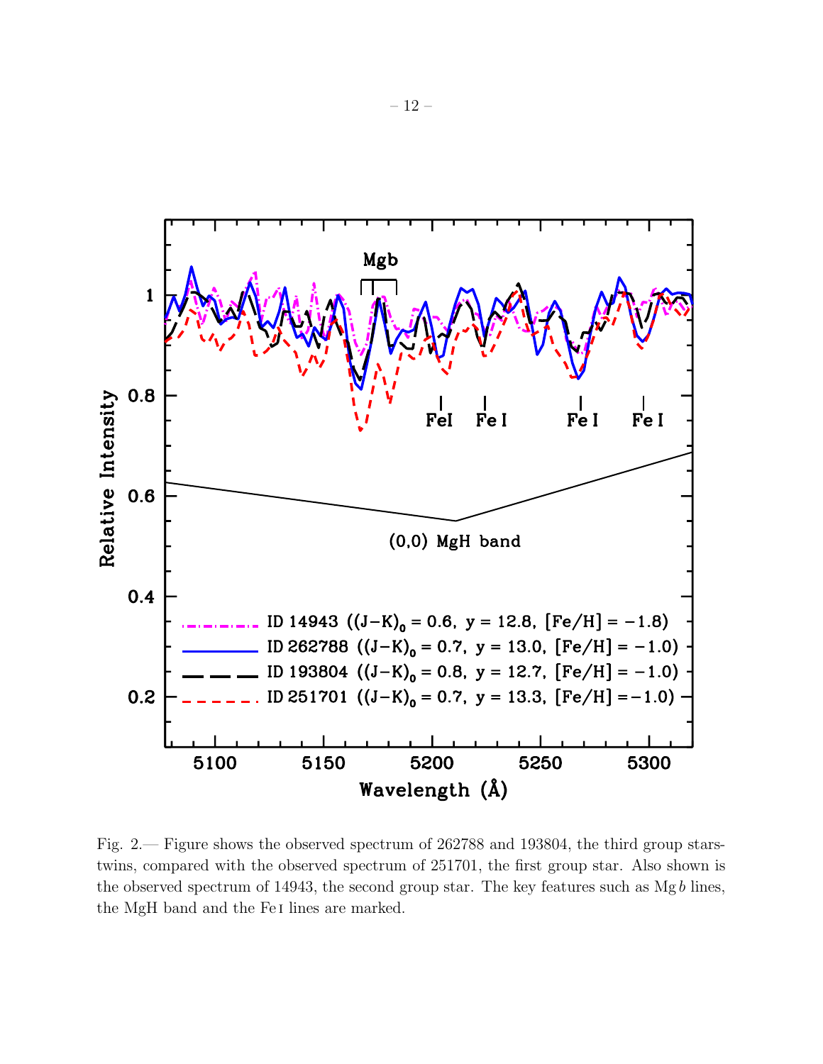Fig. 2.— Figure shows the observed spectrum of 262788 and 193804, the third group stars-twins, compared with the observed spectrum of 251701, the first group star. Also shown is the observed spectrum of 14943, the second group star. The key features such as Mg *b* lines, the MgH band and the Fe I lines are marked.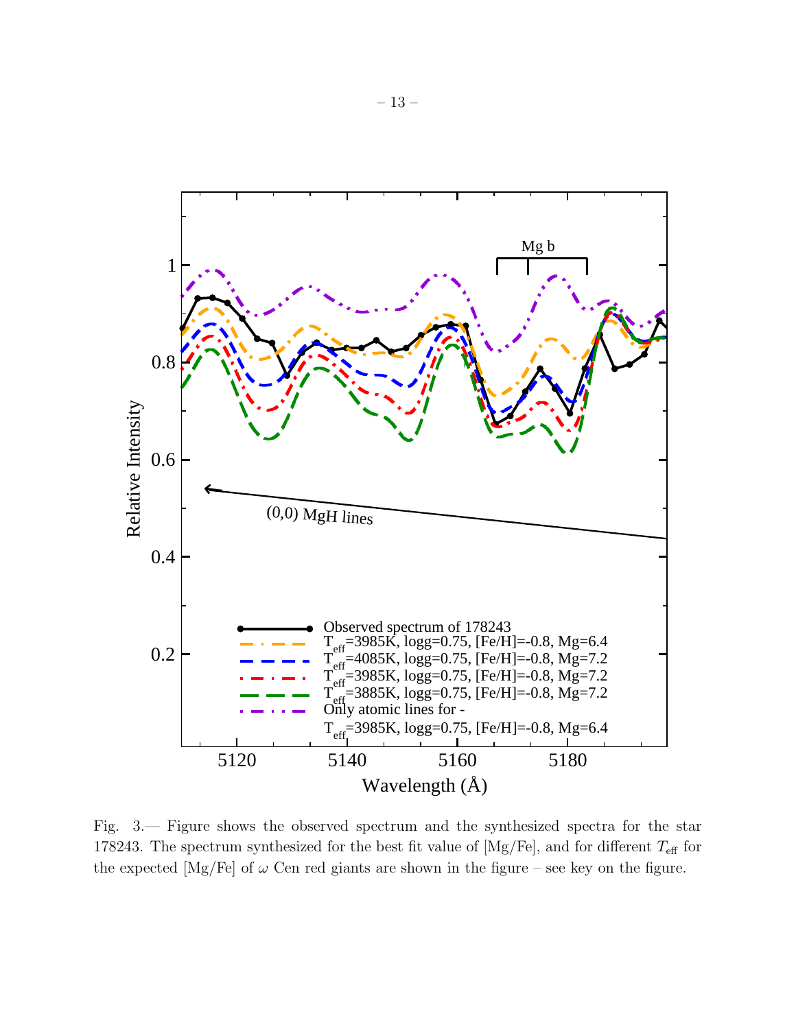Mg b

1

0.8

0.6

0.4

0.2

Relative Intensity

(0,0) MgH lines

Observed spectrum of 178243

$T_{eff}$=3985K, logg=0.75, [Fe/H]=-0.8, Mg=6.4

$T_{eff}$=4085K, logg=0.75, [Fe/H]=-0.8, Mg=7.2

$T_{eff}$=3985K, logg=0.75, [Fe/H]=-0.8, Mg=7.2

$T_{eff}$=3885K, logg=0.75, [Fe/H]=-0.8, Mg=7.2

Only atomic lines for -

$T_{eff}$=3985K, logg=0.75, [Fe/H]=-0.8, Mg=6.4

5120 5140 5160 5180

Wavelength (Å)

Fig. 3.— Figure shows the observed spectrum and the synthesized spectra for the star 178243. The spectrum synthesized for the best fit value of [Mg/Fe], and for different $T_{\rm eff}$ for the expected [Mg/Fe] of $\omega$ Cen red giants are shown in the figure – see key on the figure.